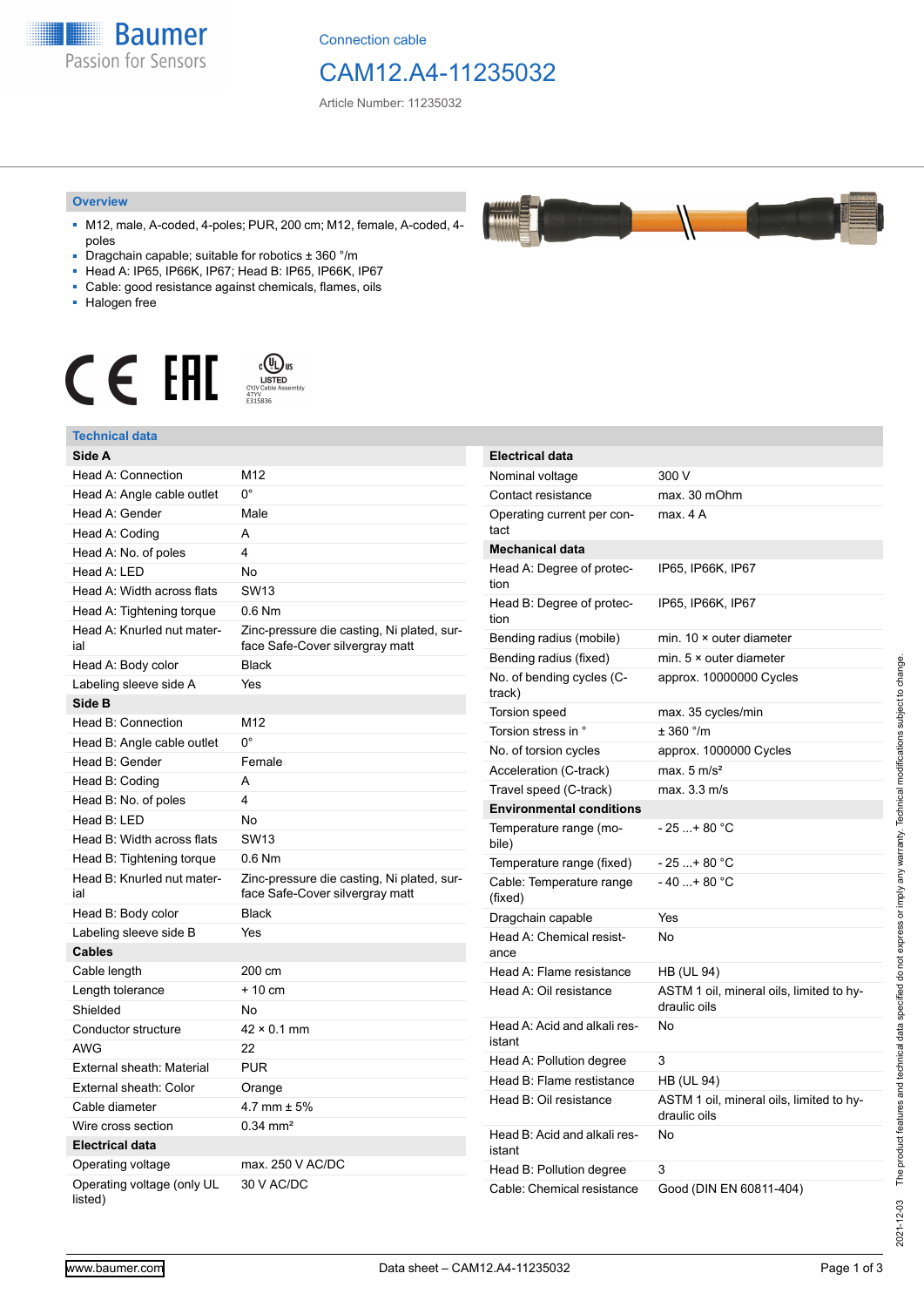Connection cable

# CAM12.A4-11235032

Article Number: 11235032

## Overview

- M12, male, A-coded, 4-poles; PUR, 200 cm; M12, female, A-coded, 4-poles
- Dragchain capable; suitable for robotics ± 360 °/m
- Head A: IP65, IP66K, IP67; Head B: IP65, IP66K, IP67
- Cable: good resistance against chemicals, flames, oils
- Halogen free

## Technical data

| **Side A** | |
|---|---|
| Head A: Connection | M12 |
| Head A: Angle cable outlet | 0° |
| Head A: Gender | Male |
| Head A: Coding | A |
| Head A: No. of poles | 4 |
| Head A: LED | No |
| Head A: Width across flats | SW13 |
| Head A: Tightening torque | 0.6 Nm |
| Head A: Knurled nut material | Zinc-pressure die casting, Ni plated, surface Safe-Cover silvergray matt |
| Head A: Body color | Black |
| Labeling sleeve side A | Yes |
| **Side B** | |
| Head B: Connection | M12 |
| Head B: Angle cable outlet | 0° |
| Head B: Gender | Female |
| Head B: Coding | A |
| Head B: No. of poles | 4 |
| Head B: LED | No |
| Head B: Width across flats | SW13 |
| Head B: Tightening torque | 0.6 Nm |
| Head B: Knurled nut material | Zinc-pressure die casting, Ni plated, surface Safe-Cover silvergray matt |
| Head B: Body color | Black |
| Labeling sleeve side B | Yes |
| **Cables** | |
| Cable length | 200 cm |
| Length tolerance | + 10 cm |
| Shielded | No |
| Conductor structure | 42 × 0.1 mm |
| AWG | 22 |
| External sheath: Material | PUR |
| External sheath: Color | Orange |
| Cable diameter | 4.7 mm ± 5% |
| Wire cross section | 0.34 mm² |
| **Electrical data** | |
| Operating voltage | max. 250 V AC/DC |
| Operating voltage (only UL listed) | 30 V AC/DC |

| **Electrical data** | |
|---|---|
| Nominal voltage | 300 V |
| Contact resistance | max. 30 mOhm |
| Operating current per contact | max. 4 A |
| **Mechanical data** | |
| Head A: Degree of protection | IP65, IP66K, IP67 |
| Head B: Degree of protection | IP65, IP66K, IP67 |
| Bending radius (mobile) | min. 10 × outer diameter |
| Bending radius (fixed) | min. 5 × outer diameter |
| No. of bending cycles (C-track) | approx. 10000000 Cycles |
| Torsion speed | max. 35 cycles/min |
| Torsion stress in ° | ± 360 °/m |
| No. of torsion cycles | approx. 1000000 Cycles |
| Acceleration (C-track) | max. 5 m/s² |
| Travel speed (C-track) | max. 3.3 m/s |
| **Environmental conditions** | |
| Temperature range (mobile) | - 25 ...+ 80 °C |
| Temperature range (fixed) | - 25 ...+ 80 °C |
| Cable: Temperature range (fixed) | - 40 ...+ 80 °C |
| Dragchain capable | Yes |
| Head A: Chemical resistance | No |
| Head A: Flame resistance | HB (UL 94) |
| Head A: Oil resistance | ASTM 1 oil, mineral oils, limited to hydraulic oils |
| Head A: Acid and alkali resistant | No |
| Head A: Pollution degree | 3 |
| Head B: Flame resistance | HB (UL 94) |
| Head B: Oil resistance | ASTM 1 oil, mineral oils, limited to hydraulic oils |
| Head B: Acid and alkali resistant | No |
| Head B: Pollution degree | 3 |
| Cable: Chemical resistance | Good (DIN EN 60811-404) |

2021-12-03 The product features and technical data specified do not express or imply any warranty. Technical modifications subject to change.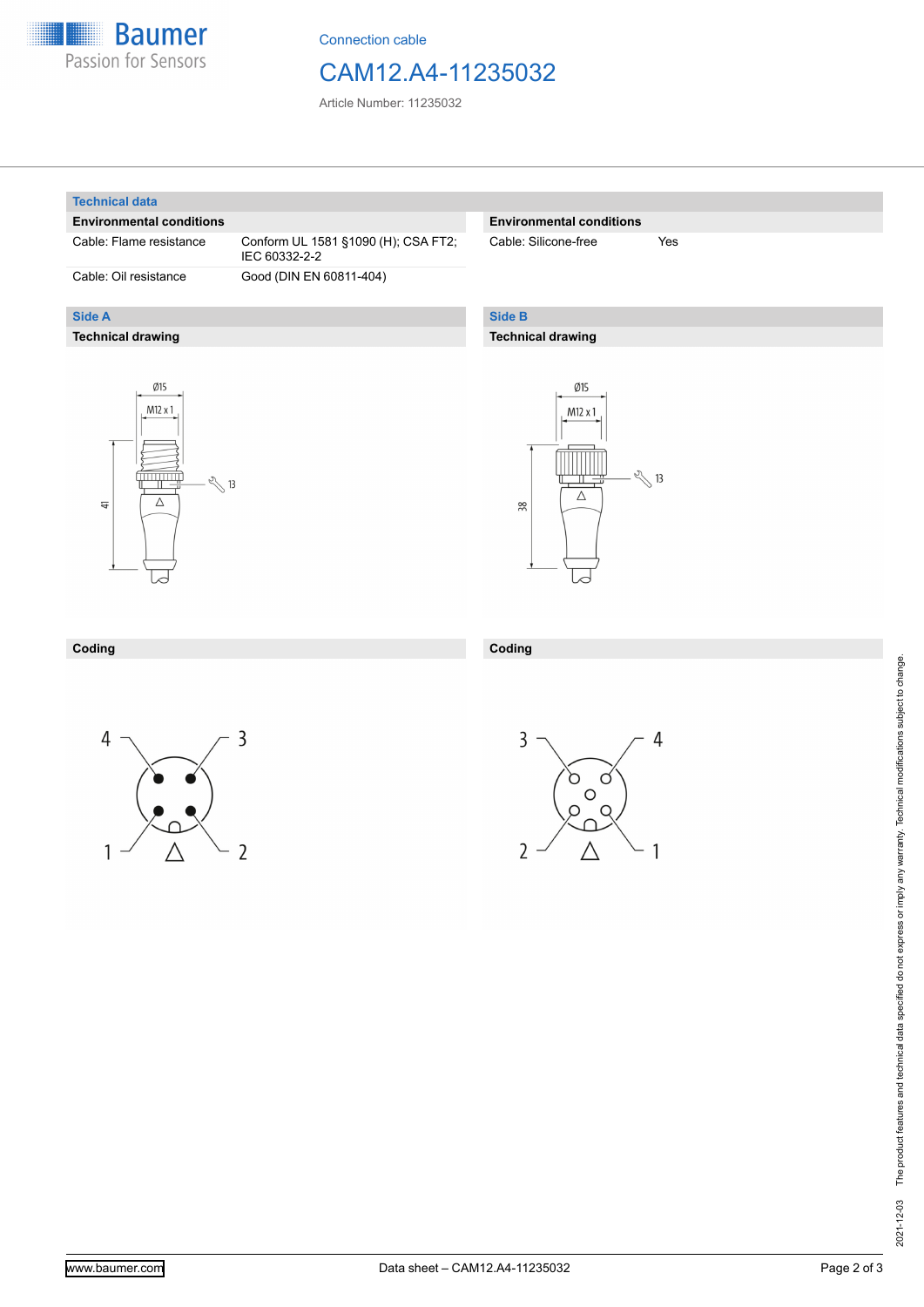## Technical data

### Environmental conditions

| Environmental conditions | |
|---|---|
| Cable: Flame resistance | Conform UL 1581 §1090 (H); CSA FT2; IEC 60332-2-2 |
| Cable: Oil resistance | Good (DIN EN 60811-404) |
| Cable: Silicone-free | Yes |

## Side A

### Technical drawing

Ø15

M12 x 1

41

13

### Coding

4 3 1 2

## Side B

### Technical drawing

Ø15

M12 x 1

38

13

### Coding

3 4 2 1

2021-12-03 The product features and technical data specified do not express or imply any warranty. Technical modifications subject to change.

www.baumer.com | Data sheet – CAM12.A4-11235032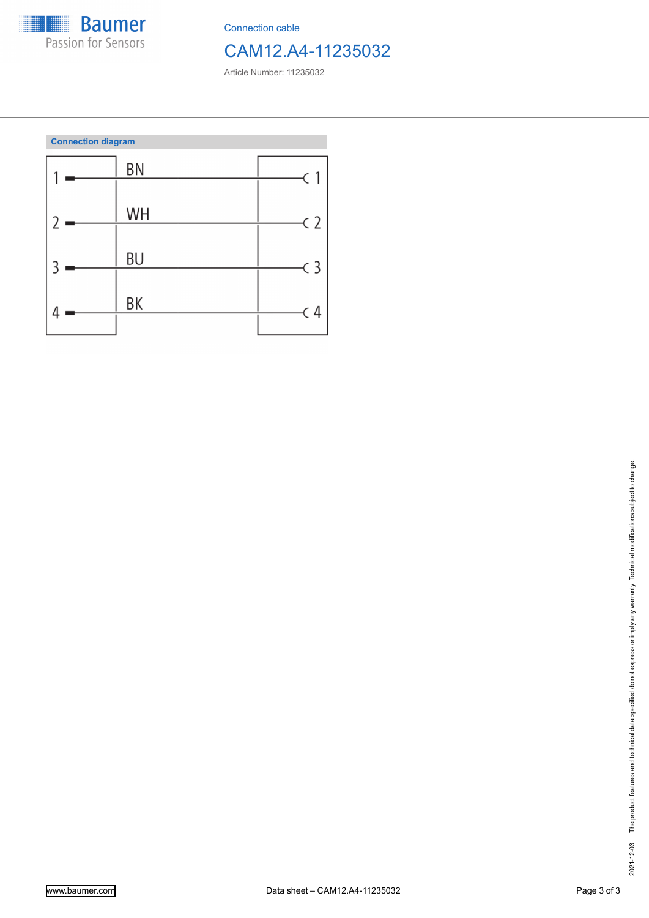Connection cable

# CAM12.A4-11235032

Article Number: 11235032

## Connection diagram

1 BN 1

2 WH 2

3 BU 3

4 BK 4

2021-12-03 The product features and technical data specified do not express or imply any warranty. Technical modifications subject to change.